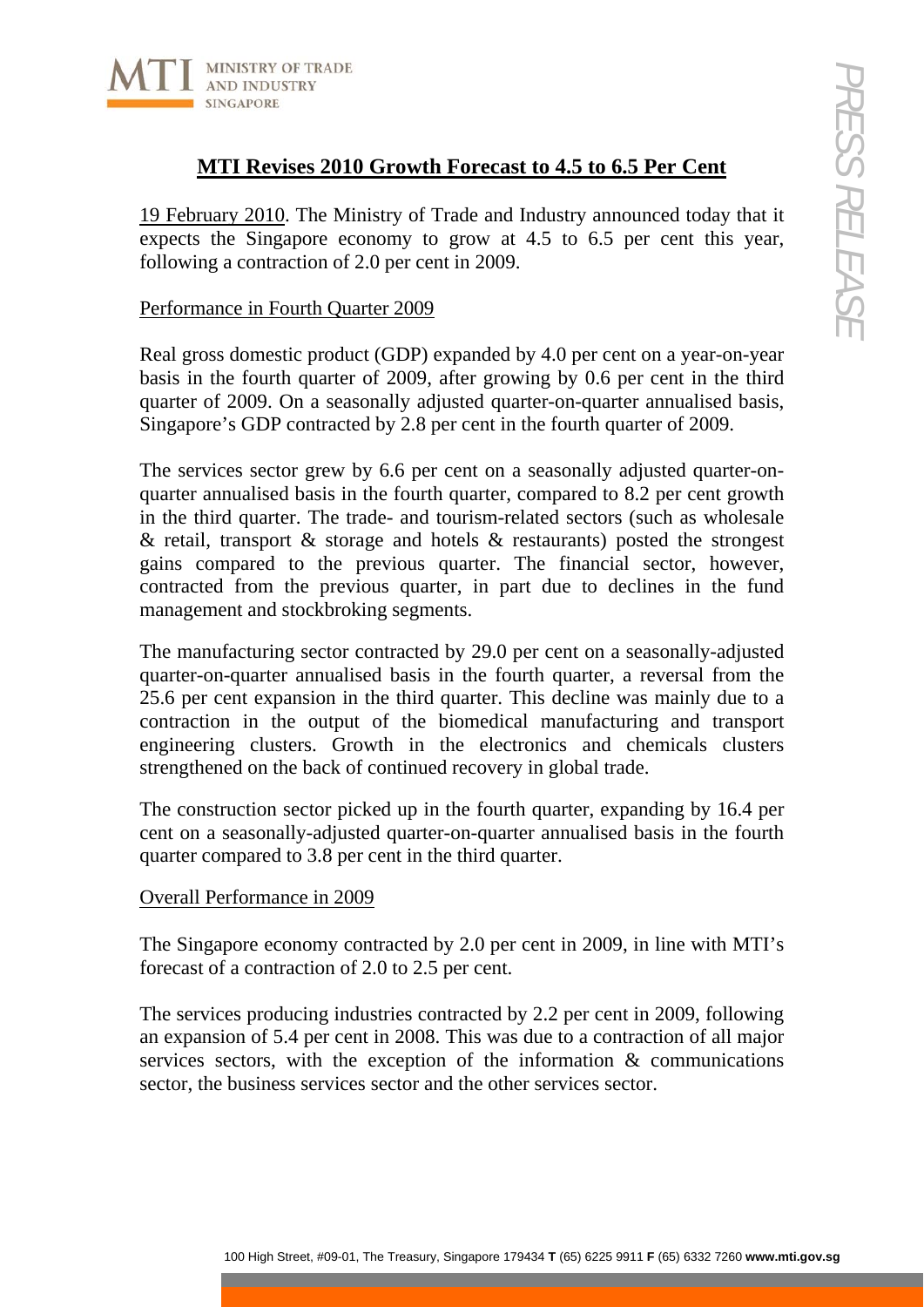# MTI Revises 2010 Growth Forecast to 4.5 to 6.5 Per Cent

19 February 2010. The Ministry of Trade and Industry announced today that it expects the Singapore economy to grow at 4.5 to 6.5 per cent this year, following a contraction of 2.0 per cent in 2009.

## Performance in Fourth Quarter 2009

Real gross domestic product (GDP) expanded by 4.0 per cent on a year-on-year basis in the fourth quarter of 2009, after growing by 0.6 per cent in the third quarter of 2009. On a seasonally adjusted quarter-on-quarter annualised basis, Singapore's GDP contracted by 2.8 per cent in the fourth quarter of 2009.

The services sector grew by 6.6 per cent on a seasonally adjusted quarter-on-quarter annualised basis in the fourth quarter, compared to 8.2 per cent growth in the third quarter. The trade- and tourism-related sectors (such as wholesale & retail, transport & storage and hotels & restaurants) posted the strongest gains compared to the previous quarter. The financial sector, however, contracted from the previous quarter, in part due to declines in the fund management and stockbroking segments.

The manufacturing sector contracted by 29.0 per cent on a seasonally-adjusted quarter-on-quarter annualised basis in the fourth quarter, a reversal from the 25.6 per cent expansion in the third quarter. This decline was mainly due to a contraction in the output of the biomedical manufacturing and transport engineering clusters. Growth in the electronics and chemicals clusters strengthened on the back of continued recovery in global trade.

The construction sector picked up in the fourth quarter, expanding by 16.4 per cent on a seasonally-adjusted quarter-on-quarter annualised basis in the fourth quarter compared to 3.8 per cent in the third quarter.

## Overall Performance in 2009

The Singapore economy contracted by 2.0 per cent in 2009, in line with MTI's forecast of a contraction of 2.0 to 2.5 per cent.

The services producing industries contracted by 2.2 per cent in 2009, following an expansion of 5.4 per cent in 2008. This was due to a contraction of all major services sectors, with the exception of the information & communications sector, the business services sector and the other services sector.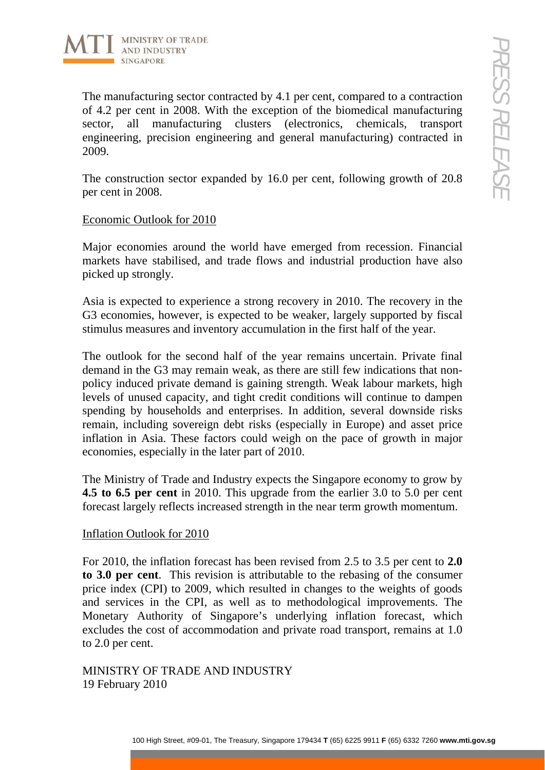The manufacturing sector contracted by 4.1 per cent, compared to a contraction of 4.2 per cent in 2008. With the exception of the biomedical manufacturing sector, all manufacturing clusters (electronics, chemicals, transport engineering, precision engineering and general manufacturing) contracted in 2009.

The construction sector expanded by 16.0 per cent, following growth of 20.8 per cent in 2008.

Economic Outlook for 2010

Major economies around the world have emerged from recession. Financial markets have stabilised, and trade flows and industrial production have also picked up strongly.

Asia is expected to experience a strong recovery in 2010. The recovery in the G3 economies, however, is expected to be weaker, largely supported by fiscal stimulus measures and inventory accumulation in the first half of the year.

The outlook for the second half of the year remains uncertain. Private final demand in the G3 may remain weak, as there are still few indications that non-policy induced private demand is gaining strength. Weak labour markets, high levels of unused capacity, and tight credit conditions will continue to dampen spending by households and enterprises. In addition, several downside risks remain, including sovereign debt risks (especially in Europe) and asset price inflation in Asia. These factors could weigh on the pace of growth in major economies, especially in the later part of 2010.

The Ministry of Trade and Industry expects the Singapore economy to grow by **4.5 to 6.5 per cent** in 2010. This upgrade from the earlier 3.0 to 5.0 per cent forecast largely reflects increased strength in the near term growth momentum.

Inflation Outlook for 2010

For 2010, the inflation forecast has been revised from 2.5 to 3.5 per cent to **2.0 to 3.0 per cent**. This revision is attributable to the rebasing of the consumer price index (CPI) to 2009, which resulted in changes to the weights of goods and services in the CPI, as well as to methodological improvements. The Monetary Authority of Singapore's underlying inflation forecast, which excludes the cost of accommodation and private road transport, remains at 1.0 to 2.0 per cent.

MINISTRY OF TRADE AND INDUSTRY
19 February 2010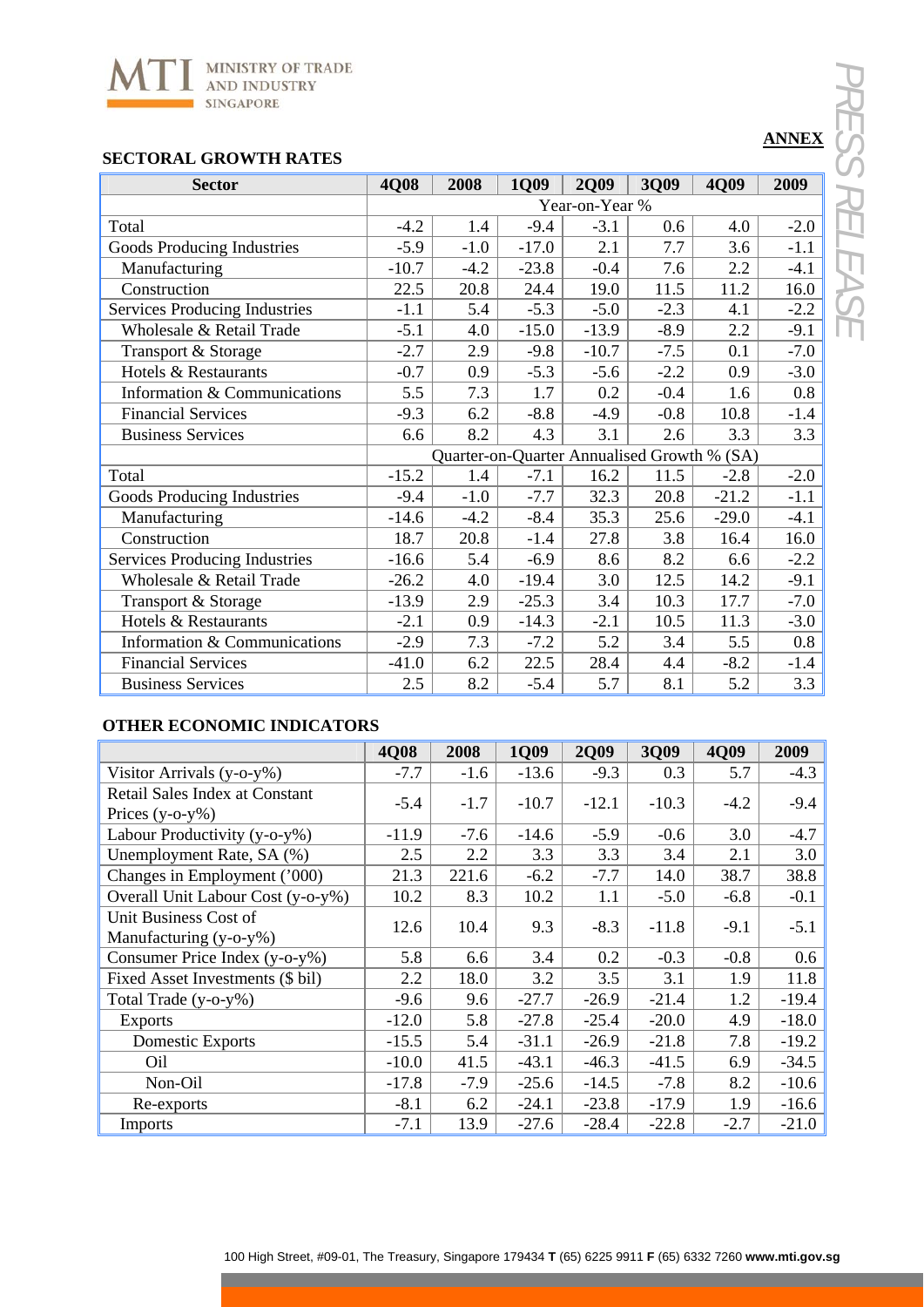**ANNEX**

**SECTORAL GROWTH RATES**

| Sector | 4Q08 | 2008 | 1Q09 | 2Q09 | 3Q09 | 4Q09 | 2009 |
|---|---|---|---|---|---|---|---|
| | Year-on-Year % | | | | | | |
| Total | -4.2 | 1.4 | -9.4 | -3.1 | 0.6 | 4.0 | -2.0 |
| Goods Producing Industries | -5.9 | -1.0 | -17.0 | 2.1 | 7.7 | 3.6 | -1.1 |
| Manufacturing | -10.7 | -4.2 | -23.8 | -0.4 | 7.6 | 2.2 | -4.1 |
| Construction | 22.5 | 20.8 | 24.4 | 19.0 | 11.5 | 11.2 | 16.0 |
| Services Producing Industries | -1.1 | 5.4 | -5.3 | -5.0 | -2.3 | 4.1 | -2.2 |
| Wholesale & Retail Trade | -5.1 | 4.0 | -15.0 | -13.9 | -8.9 | 2.2 | -9.1 |
| Transport & Storage | -2.7 | 2.9 | -9.8 | -10.7 | -7.5 | 0.1 | -7.0 |
| Hotels & Restaurants | -0.7 | 0.9 | -5.3 | -5.6 | -2.2 | 0.9 | -3.0 |
| Information & Communications | 5.5 | 7.3 | 1.7 | 0.2 | -0.4 | 1.6 | 0.8 |
| Financial Services | -9.3 | 6.2 | -8.8 | -4.9 | -0.8 | 10.8 | -1.4 |
| Business Services | 6.6 | 8.2 | 4.3 | 3.1 | 2.6 | 3.3 | 3.3 |
| | Quarter-on-Quarter Annualised Growth % (SA) | | | | | | |
| Total | -15.2 | 1.4 | -7.1 | 16.2 | 11.5 | -2.8 | -2.0 |
| Goods Producing Industries | -9.4 | -1.0 | -7.7 | 32.3 | 20.8 | -21.2 | -1.1 |
| Manufacturing | -14.6 | -4.2 | -8.4 | 35.3 | 25.6 | -29.0 | -4.1 |
| Construction | 18.7 | 20.8 | -1.4 | 27.8 | 3.8 | 16.4 | 16.0 |
| Services Producing Industries | -16.6 | 5.4 | -6.9 | 8.6 | 8.2 | 6.6 | -2.2 |
| Wholesale & Retail Trade | -26.2 | 4.0 | -19.4 | 3.0 | 12.5 | 14.2 | -9.1 |
| Transport & Storage | -13.9 | 2.9 | -25.3 | 3.4 | 10.3 | 17.7 | -7.0 |
| Hotels & Restaurants | -2.1 | 0.9 | -14.3 | -2.1 | 10.5 | 11.3 | -3.0 |
| Information & Communications | -2.9 | 7.3 | -7.2 | 5.2 | 3.4 | 5.5 | 0.8 |
| Financial Services | -41.0 | 6.2 | 22.5 | 28.4 | 4.4 | -8.2 | -1.4 |
| Business Services | 2.5 | 8.2 | -5.4 | 5.7 | 8.1 | 5.2 | 3.3 |

**OTHER ECONOMIC INDICATORS**

| | 4Q08 | 2008 | 1Q09 | 2Q09 | 3Q09 | 4Q09 | 2009 |
|---|---|---|---|---|---|---|---|
| Visitor Arrivals (y-o-y%) | -7.7 | -1.6 | -13.6 | -9.3 | 0.3 | 5.7 | -4.3 |
| Retail Sales Index at Constant Prices (y-o-y%) | -5.4 | -1.7 | -10.7 | -12.1 | -10.3 | -4.2 | -9.4 |
| Labour Productivity (y-o-y%) | -11.9 | -7.6 | -14.6 | -5.9 | -0.6 | 3.0 | -4.7 |
| Unemployment Rate, SA (%) | 2.5 | 2.2 | 3.3 | 3.3 | 3.4 | 2.1 | 3.0 |
| Changes in Employment ('000) | 21.3 | 221.6 | -6.2 | -7.7 | 14.0 | 38.7 | 38.8 |
| Overall Unit Labour Cost (y-o-y%) | 10.2 | 8.3 | 10.2 | 1.1 | -5.0 | -6.8 | -0.1 |
| Unit Business Cost of Manufacturing (y-o-y%) | 12.6 | 10.4 | 9.3 | -8.3 | -11.8 | -9.1 | -5.1 |
| Consumer Price Index (y-o-y%) | 5.8 | 6.6 | 3.4 | 0.2 | -0.3 | -0.8 | 0.6 |
| Fixed Asset Investments ($ bil) | 2.2 | 18.0 | 3.2 | 3.5 | 3.1 | 1.9 | 11.8 |
| Total Trade (y-o-y%) | -9.6 | 9.6 | -27.7 | -26.9 | -21.4 | 1.2 | -19.4 |
| Exports | -12.0 | 5.8 | -27.8 | -25.4 | -20.0 | 4.9 | -18.0 |
| Domestic Exports | -15.5 | 5.4 | -31.1 | -26.9 | -21.8 | 7.8 | -19.2 |
| Oil | -10.0 | 41.5 | -43.1 | -46.3 | -41.5 | 6.9 | -34.5 |
| Non-Oil | -17.8 | -7.9 | -25.6 | -14.5 | -7.8 | 8.2 | -10.6 |
| Re-exports | -8.1 | 6.2 | -24.1 | -23.8 | -17.9 | 1.9 | -16.6 |
| Imports | -7.1 | 13.9 | -27.6 | -28.4 | -22.8 | -2.7 | -21.0 |